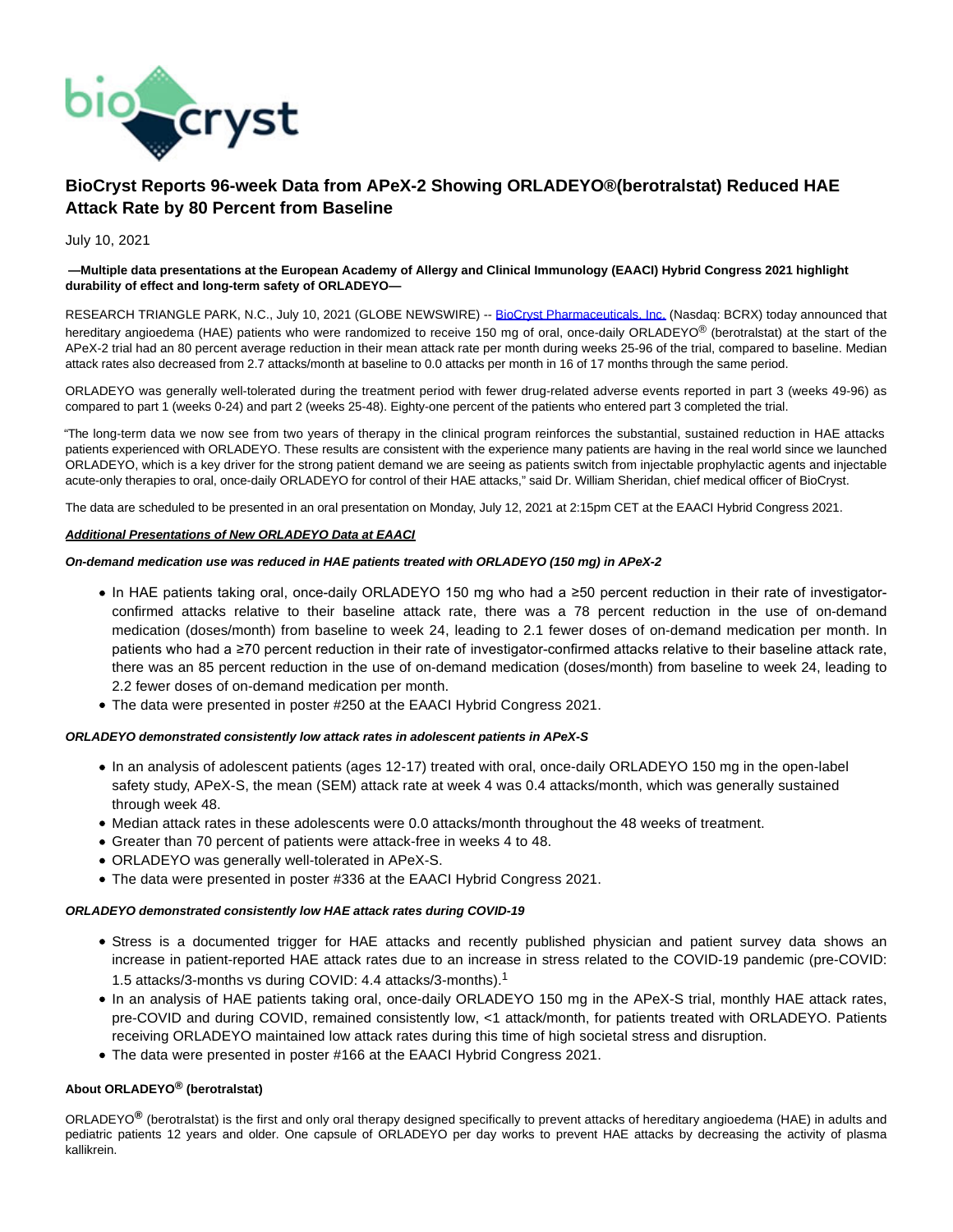# BioCryst Reports 96-week Data from APeX-2 Showing ORLADEYO®(berotralstat) Reduced HAE Attack Rate by 80 Percent from Baseline

July 10, 2021

**—Multiple data presentations at the European Academy of Allergy and Clinical Immunology (EAACI) Hybrid Congress 2021 highlight durability of effect and long-term safety of ORLADEYO—**

RESEARCH TRIANGLE PARK, N.C., July 10, 2021 (GLOBE NEWSWIRE) -- BioCryst Pharmaceuticals, Inc. (Nasdaq: BCRX) today announced that hereditary angioedema (HAE) patients who were randomized to receive 150 mg of oral, once-daily ORLADEYO® (berotralstat) at the start of the APeX-2 trial had an 80 percent average reduction in their mean attack rate per month during weeks 25-96 of the trial, compared to baseline. Median attack rates also decreased from 2.7 attacks/month at baseline to 0.0 attacks per month in 16 of 17 months through the same period.

ORLADEYO was generally well-tolerated during the treatment period with fewer drug-related adverse events reported in part 3 (weeks 49-96) as compared to part 1 (weeks 0-24) and part 2 (weeks 25-48). Eighty-one percent of the patients who entered part 3 completed the trial.

"The long-term data we now see from two years of therapy in the clinical program reinforces the substantial, sustained reduction in HAE attacks patients experienced with ORLADEYO. These results are consistent with the experience many patients are having in the real world since we launched ORLADEYO, which is a key driver for the strong patient demand we are seeing as patients switch from injectable prophylactic agents and injectable acute-only therapies to oral, once-daily ORLADEYO for control of their HAE attacks," said Dr. William Sheridan, chief medical officer of BioCryst.

The data are scheduled to be presented in an oral presentation on Monday, July 12, 2021 at 2:15pm CET at the EAACI Hybrid Congress 2021.

***Additional Presentations of New ORLADEYO Data at EAACI***

***On-demand medication use was reduced in HAE patients treated with ORLADEYO (150 mg) in APeX-2***

- In HAE patients taking oral, once-daily ORLADEYO 150 mg who had a ≥50 percent reduction in their rate of investigator-confirmed attacks relative to their baseline attack rate, there was a 78 percent reduction in the use of on-demand medication (doses/month) from baseline to week 24, leading to 2.1 fewer doses of on-demand medication per month. In patients who had a ≥70 percent reduction in their rate of investigator-confirmed attacks relative to their baseline attack rate, there was an 85 percent reduction in the use of on-demand medication (doses/month) from baseline to week 24, leading to 2.2 fewer doses of on-demand medication per month.
- The data were presented in poster #250 at the EAACI Hybrid Congress 2021.

***ORLADEYO demonstrated consistently low attack rates in adolescent patients in APeX-S***

- In an analysis of adolescent patients (ages 12-17) treated with oral, once-daily ORLADEYO 150 mg in the open-label safety study, APeX-S, the mean (SEM) attack rate at week 4 was 0.4 attacks/month, which was generally sustained through week 48.
- Median attack rates in these adolescents were 0.0 attacks/month throughout the 48 weeks of treatment.
- Greater than 70 percent of patients were attack-free in weeks 4 to 48.
- ORLADEYO was generally well-tolerated in APeX-S.
- The data were presented in poster #336 at the EAACI Hybrid Congress 2021.

***ORLADEYO demonstrated consistently low HAE attack rates during COVID-19***

- Stress is a documented trigger for HAE attacks and recently published physician and patient survey data shows an increase in patient-reported HAE attack rates due to an increase in stress related to the COVID-19 pandemic (pre-COVID: 1.5 attacks/3-months vs during COVID: 4.4 attacks/3-months).[1]
- In an analysis of HAE patients taking oral, once-daily ORLADEYO 150 mg in the APeX-S trial, monthly HAE attack rates, pre-COVID and during COVID, remained consistently low, <1 attack/month, for patients treated with ORLADEYO. Patients receiving ORLADEYO maintained low attack rates during this time of high societal stress and disruption.
- The data were presented in poster #166 at the EAACI Hybrid Congress 2021.

**About ORLADEYO® (berotralstat)**

ORLADEYO® (berotralstat) is the first and only oral therapy designed specifically to prevent attacks of hereditary angioedema (HAE) in adults and pediatric patients 12 years and older. One capsule of ORLADEYO per day works to prevent HAE attacks by decreasing the activity of plasma kallikrein.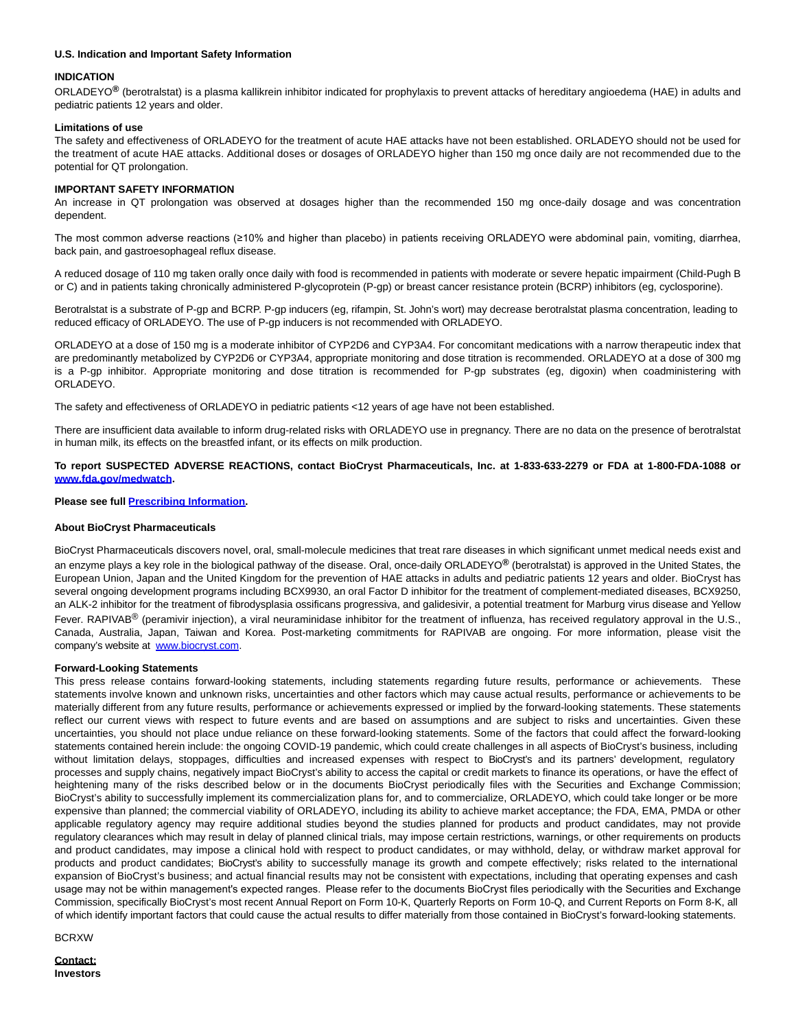**U.S. Indication and Important Safety Information**

**INDICATION**

ORLADEYO® (berotralstat) is a plasma kallikrein inhibitor indicated for prophylaxis to prevent attacks of hereditary angioedema (HAE) in adults and pediatric patients 12 years and older.

**Limitations of use**

The safety and effectiveness of ORLADEYO for the treatment of acute HAE attacks have not been established. ORLADEYO should not be used for the treatment of acute HAE attacks. Additional doses or dosages of ORLADEYO higher than 150 mg once daily are not recommended due to the potential for QT prolongation.

**IMPORTANT SAFETY INFORMATION**

An increase in QT prolongation was observed at dosages higher than the recommended 150 mg once-daily dosage and was concentration dependent.

The most common adverse reactions (≥10% and higher than placebo) in patients receiving ORLADEYO were abdominal pain, vomiting, diarrhea, back pain, and gastroesophageal reflux disease.

A reduced dosage of 110 mg taken orally once daily with food is recommended in patients with moderate or severe hepatic impairment (Child-Pugh B or C) and in patients taking chronically administered P-glycoprotein (P-gp) or breast cancer resistance protein (BCRP) inhibitors (eg, cyclosporine).

Berotralstat is a substrate of P-gp and BCRP. P-gp inducers (eg, rifampin, St. John's wort) may decrease berotralstat plasma concentration, leading to reduced efficacy of ORLADEYO. The use of P-gp inducers is not recommended with ORLADEYO.

ORLADEYO at a dose of 150 mg is a moderate inhibitor of CYP2D6 and CYP3A4. For concomitant medications with a narrow therapeutic index that are predominantly metabolized by CYP2D6 or CYP3A4, appropriate monitoring and dose titration is recommended. ORLADEYO at a dose of 300 mg is a P-gp inhibitor. Appropriate monitoring and dose titration is recommended for P-gp substrates (eg, digoxin) when coadministering with ORLADEYO.

The safety and effectiveness of ORLADEYO in pediatric patients <12 years of age have not been established.

There are insufficient data available to inform drug-related risks with ORLADEYO use in pregnancy. There are no data on the presence of berotralstat in human milk, its effects on the breastfed infant, or its effects on milk production.

**To report SUSPECTED ADVERSE REACTIONS, contact BioCryst Pharmaceuticals, Inc. at 1-833-633-2279 or FDA at 1-800-FDA-1088 or [www.fda.gov/medwatch](www.fda.gov/medwatch).**

**Please see full Prescribing Information.**

**About BioCryst Pharmaceuticals**

BioCryst Pharmaceuticals discovers novel, oral, small-molecule medicines that treat rare diseases in which significant unmet medical needs exist and an enzyme plays a key role in the biological pathway of the disease. Oral, once-daily ORLADEYO® (berotralstat) is approved in the United States, the European Union, Japan and the United Kingdom for the prevention of HAE attacks in adults and pediatric patients 12 years and older. BioCryst has several ongoing development programs including BCX9930, an oral Factor D inhibitor for the treatment of complement-mediated diseases, BCX9250, an ALK-2 inhibitor for the treatment of fibrodysplasia ossificans progressiva, and galidesivir, a potential treatment for Marburg virus disease and Yellow Fever. RAPIVAB® (peramivir injection), a viral neuraminidase inhibitor for the treatment of influenza, has received regulatory approval in the U.S., Canada, Australia, Japan, Taiwan and Korea. Post-marketing commitments for RAPIVAB are ongoing. For more information, please visit the company's website at [www.biocryst.com](www.biocryst.com).

**Forward-Looking Statements**

This press release contains forward-looking statements, including statements regarding future results, performance or achievements. These statements involve known and unknown risks, uncertainties and other factors which may cause actual results, performance or achievements to be materially different from any future results, performance or achievements expressed or implied by the forward-looking statements. These statements reflect our current views with respect to future events and are based on assumptions and are subject to risks and uncertainties. Given these uncertainties, you should not place undue reliance on these forward-looking statements. Some of the factors that could affect the forward-looking statements contained herein include: the ongoing COVID-19 pandemic, which could create challenges in all aspects of BioCryst's business, including without limitation delays, stoppages, difficulties and increased expenses with respect to BioCryst's and its partners' development, regulatory processes and supply chains, negatively impact BioCryst's ability to access the capital or credit markets to finance its operations, or have the effect of heightening many of the risks described below or in the documents BioCryst periodically files with the Securities and Exchange Commission; BioCryst's ability to successfully implement its commercialization plans for, and to commercialize, ORLADEYO, which could take longer or be more expensive than planned; the commercial viability of ORLADEYO, including its ability to achieve market acceptance; the FDA, EMA, PMDA or other applicable regulatory agency may require additional studies beyond the studies planned for products and product candidates, may not provide regulatory clearances which may result in delay of planned clinical trials, may impose certain restrictions, warnings, or other requirements on products and product candidates, may impose a clinical hold with respect to product candidates, or may withhold, delay, or withdraw market approval for products and product candidates; BioCryst's ability to successfully manage its growth and compete effectively; risks related to the international expansion of BioCryst's business; and actual financial results may not be consistent with expectations, including that operating expenses and cash usage may not be within management's expected ranges. Please refer to the documents BioCryst files periodically with the Securities and Exchange Commission, specifically BioCryst's most recent Annual Report on Form 10-K, Quarterly Reports on Form 10-Q, and Current Reports on Form 8-K, all of which identify important factors that could cause the actual results to differ materially from those contained in BioCryst's forward-looking statements.

BCRXW

**Contact:**

**Investors**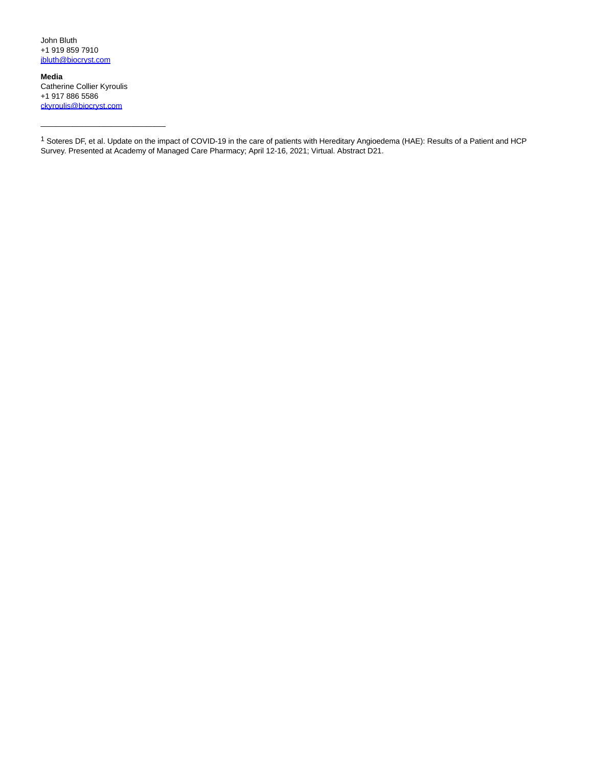John Bluth
+1 919 859 7910
jbluth@biocryst.com

**Media**
Catherine Collier Kyroulis
+1 917 886 5586
ckyroulis@biocryst.com

---

[1] Soteres DF, et al. Update on the impact of COVID-19 in the care of patients with Hereditary Angioedema (HAE): Results of a Patient and HCP Survey. Presented at Academy of Managed Care Pharmacy; April 12-16, 2021; Virtual. Abstract D21.